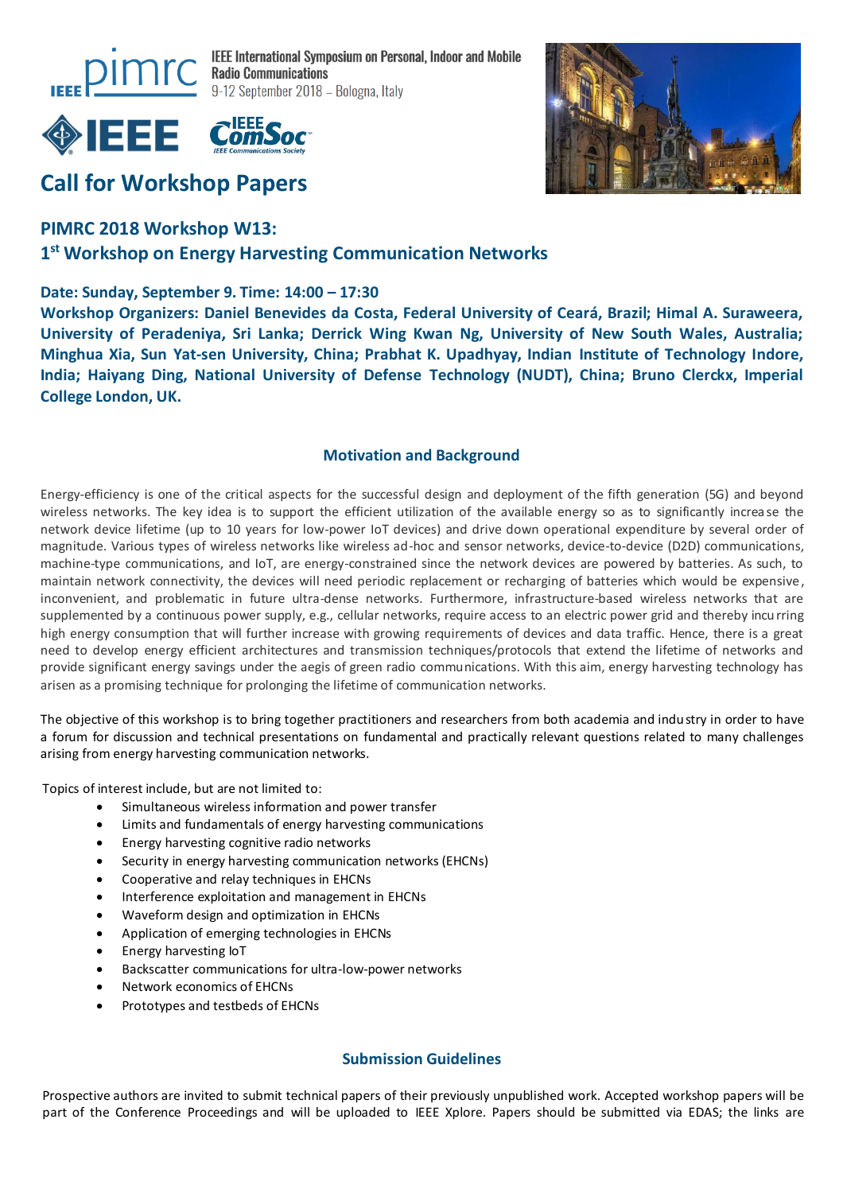IEEE International Symposium on Personal, Indoor and Mobile Radio Communications
9-12 September 2018 – Bologna, Italy

# Call for Workshop Papers

## PIMRC 2018 Workshop W13:
## 1st Workshop on Energy Harvesting Communication Networks

**Date: Sunday, September 9. Time: 14:00 – 17:30**

**Workshop Organizers: Daniel Benevides da Costa, Federal University of Ceará, Brazil; Himal A. Suraweera, University of Peradeniya, Sri Lanka; Derrick Wing Kwan Ng, University of New South Wales, Australia; Minghua Xia, Sun Yat-sen University, China; Prabhat K. Upadhyay, Indian Institute of Technology Indore, India; Haiyang Ding, National University of Defense Technology (NUDT), China; Bruno Clerckx, Imperial College London, UK.**

### Motivation and Background

Energy-efficiency is one of the critical aspects for the successful design and deployment of the fifth generation (5G) and beyond wireless networks. The key idea is to support the efficient utilization of the available energy so as to significantly increase the network device lifetime (up to 10 years for low-power IoT devices) and drive down operational expenditure by several order of magnitude. Various types of wireless networks like wireless ad-hoc and sensor networks, device-to-device (D2D) communications, machine-type communications, and IoT, are energy-constrained since the network devices are powered by batteries. As such, to maintain network connectivity, the devices will need periodic replacement or recharging of batteries which would be expensive, inconvenient, and problematic in future ultra-dense networks. Furthermore, infrastructure-based wireless networks that are supplemented by a continuous power supply, e.g., cellular networks, require access to an electric power grid and thereby incurring high energy consumption that will further increase with growing requirements of devices and data traffic. Hence, there is a great need to develop energy efficient architectures and transmission techniques/protocols that extend the lifetime of networks and provide significant energy savings under the aegis of green radio communications. With this aim, energy harvesting technology has arisen as a promising technique for prolonging the lifetime of communication networks.

The objective of this workshop is to bring together practitioners and researchers from both academia and industry in order to have a forum for discussion and technical presentations on fundamental and practically relevant questions related to many challenges arising from energy harvesting communication networks.

Topics of interest include, but are not limited to:

- Simultaneous wireless information and power transfer
- Limits and fundamentals of energy harvesting communications
- Energy harvesting cognitive radio networks
- Security in energy harvesting communication networks (EHCNs)
- Cooperative and relay techniques in EHCNs
- Interference exploitation and management in EHCNs
- Waveform design and optimization in EHCNs
- Application of emerging technologies in EHCNs
- Energy harvesting IoT
- Backscatter communications for ultra-low-power networks
- Network economics of EHCNs
- Prototypes and testbeds of EHCNs

### Submission Guidelines

Prospective authors are invited to submit technical papers of their previously unpublished work. Accepted workshop papers will be part of the Conference Proceedings and will be uploaded to IEEE Xplore. Papers should be submitted via EDAS; the links are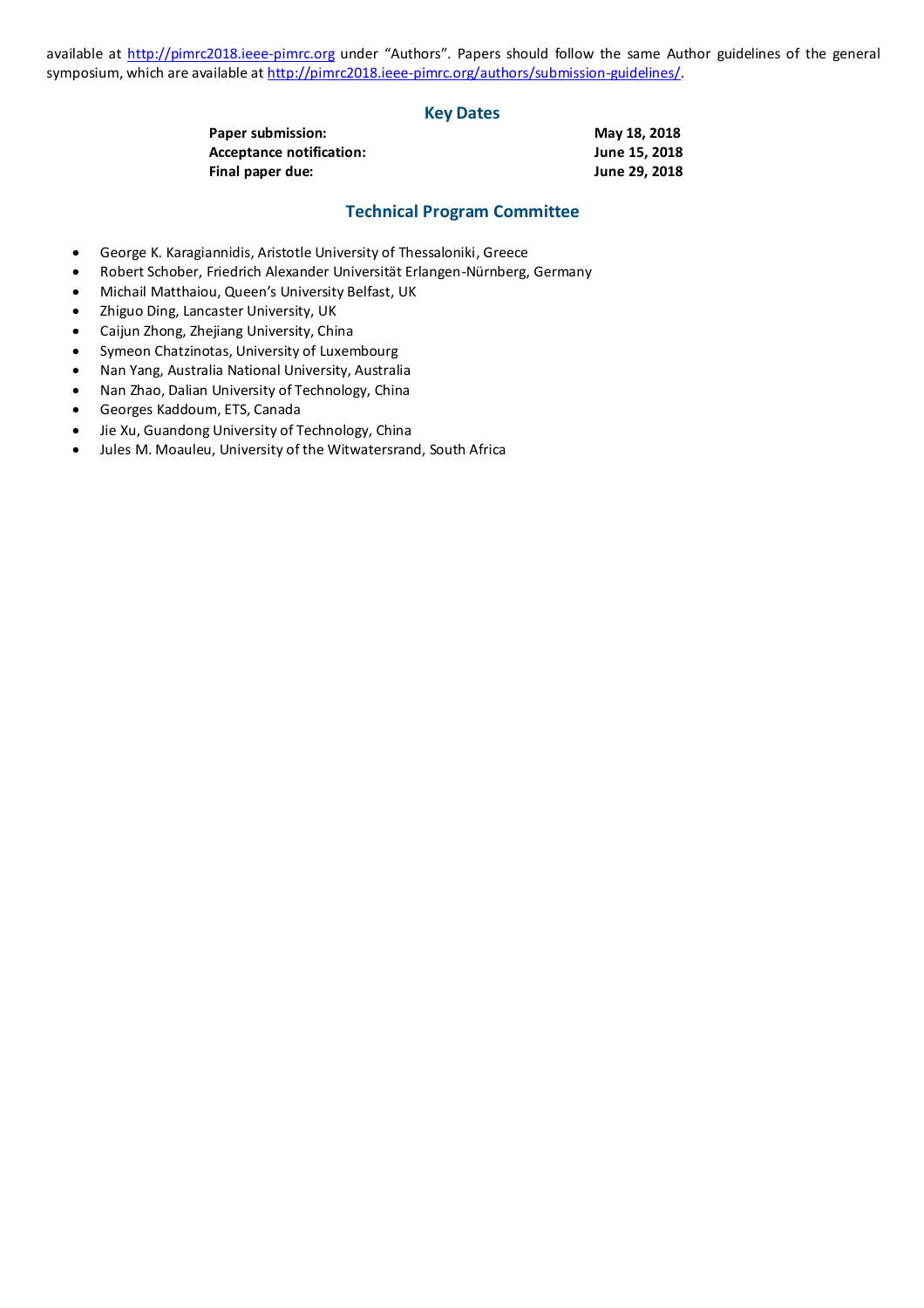available at [http://pimrc2018.ieee-pimrc.org](http://pimrc2018.ieee-pimrc.org) under "Authors". Papers should follow the same Author guidelines of the general symposium, which are available at [http://pimrc2018.ieee-pimrc.org/authors/submission-guidelines/](http://pimrc2018.ieee-pimrc.org/authors/submission-guidelines/).

## Key Dates

| | |
|---|---|
| **Paper submission:** | **May 18, 2018** |
| **Acceptance notification:** | **June 15, 2018** |
| **Final paper due:** | **June 29, 2018** |

## Technical Program Committee

- George K. Karagiannidis, Aristotle University of Thessaloniki, Greece
- Robert Schober, Friedrich Alexander Universität Erlangen-Nürnberg, Germany
- Michail Matthaiou, Queen's University Belfast, UK
- Zhiguo Ding, Lancaster University, UK
- Caijun Zhong, Zhejiang University, China
- Symeon Chatzinotas, University of Luxembourg
- Nan Yang, Australia National University, Australia
- Nan Zhao, Dalian University of Technology, China
- Georges Kaddoum, ETS, Canada
- Jie Xu, Guandong University of Technology, China
- Jules M. Moauleu, University of the Witwatersrand, South Africa